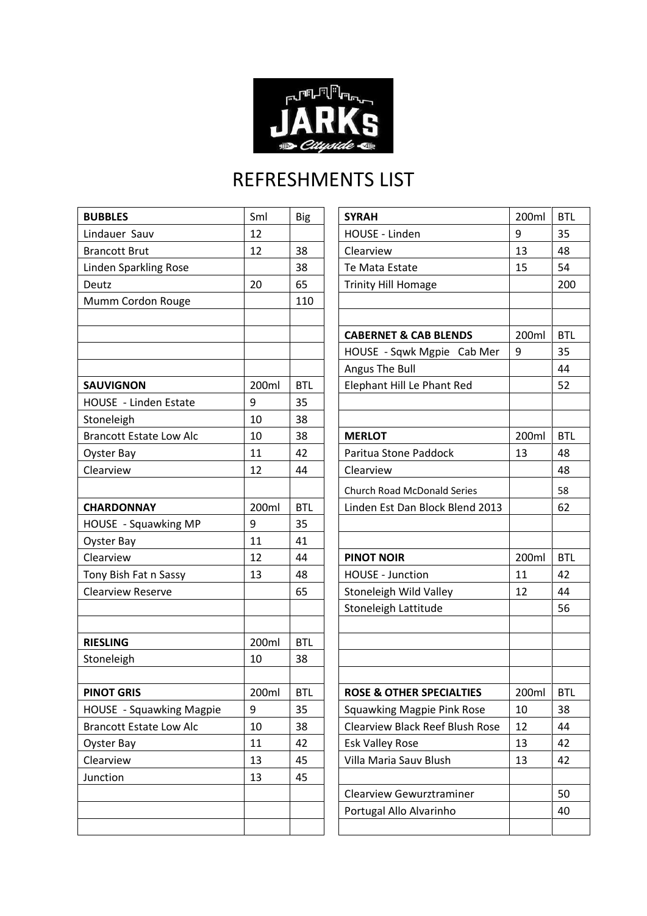# REFRESHMENTS LIST

| BUBBLES | Sml | Big |
|---|---|---|
| Lindauer Sauv | 12 | |
| Brancott Brut | 12 | 38 |
| Linden Sparkling Rose | | 38 |
| Deutz | 20 | 65 |
| Mumm Cordon Rouge | | 110 |

| SAUVIGNON | 200ml | BTL |
|---|---|---|
| HOUSE - Linden Estate | 9 | 35 |
| Stoneleigh | 10 | 38 |
| Brancott Estate Low Alc | 10 | 38 |
| Oyster Bay | 11 | 42 |
| Clearview | 12 | 44 |

| CHARDONNAY | 200ml | BTL |
|---|---|---|
| HOUSE - Squawking MP | 9 | 35 |
| Oyster Bay | 11 | 41 |
| Clearview | 12 | 44 |
| Tony Bish Fat n Sassy | 13 | 48 |
| Clearview Reserve | | 65 |

| RIESLING | 200ml | BTL |
|---|---|---|
| Stoneleigh | 10 | 38 |

| PINOT GRIS | 200ml | BTL |
|---|---|---|
| HOUSE - Squawking Magpie | 9 | 35 |
| Brancott Estate Low Alc | 10 | 38 |
| Oyster Bay | 11 | 42 |
| Clearview | 13 | 45 |
| Junction | 13 | 45 |

| SYRAH | 200ml | BTL |
|---|---|---|
| HOUSE - Linden | 9 | 35 |
| Clearview | 13 | 48 |
| Te Mata Estate | 15 | 54 |
| Trinity Hill Homage | | 200 |

| CABERNET & CAB BLENDS | 200ml | BTL |
|---|---|---|
| HOUSE - Sqwk Mgpie Cab Mer | 9 | 35 |
| Angus The Bull | | 44 |
| Elephant Hill Le Phant Red | | 52 |

| MERLOT | 200ml | BTL |
|---|---|---|
| Paritua Stone Paddock | 13 | 48 |
| Clearview | | 48 |
| Church Road McDonald Series | | 58 |
| Linden Est Dan Block Blend 2013 | | 62 |

| PINOT NOIR | 200ml | BTL |
|---|---|---|
| HOUSE - Junction | 11 | 42 |
| Stoneleigh Wild Valley | 12 | 44 |
| Stoneleigh Lattitude | | 56 |

| ROSE & OTHER SPECIALTIES | 200ml | BTL |
|---|---|---|
| Squawking Magpie Pink Rose | 10 | 38 |
| Clearview Black Reef Blush Rose | 12 | 44 |
| Esk Valley Rose | 13 | 42 |
| Villa Maria Sauv Blush | 13 | 42 |
| | | |
| Clearview Gewurztraminer | | 50 |
| Portugal Allo Alvarinho | | 40 |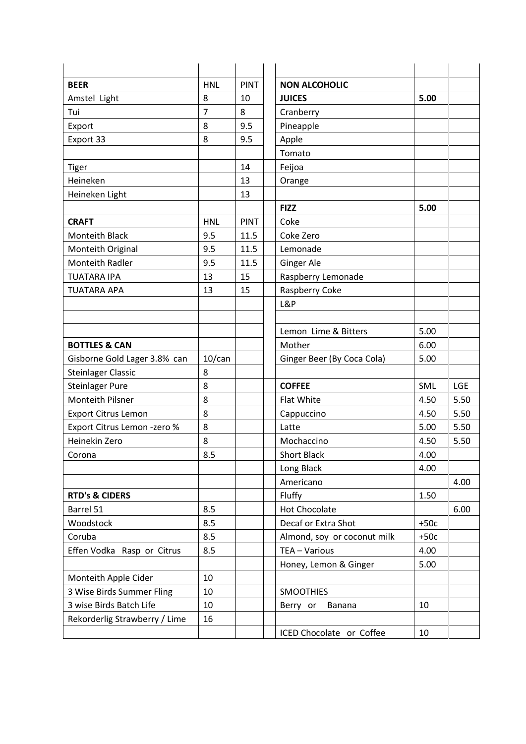| | | | | | | |
|---|---|---|---|---|---|---|
| | | | | | | |
| **BEER** | HNL | PINT | | **NON ALCOHOLIC** | | |
| Amstel Light | 8 | 10 | | **JUICES** | **5.00** | |
| Tui | 7 | 8 | | Cranberry | | |
| Export | 8 | 9.5 | | Pineapple | | |
| Export 33 | 8 | 9.5 | | Apple | | |
| | | | | Tomato | | |
| Tiger | | 14 | | Feijoa | | |
| Heineken | | 13 | | Orange | | |
| Heineken Light | | 13 | | | | |
| | | | | **FIZZ** | **5.00** | |
| **CRAFT** | HNL | PINT | | Coke | | |
| Monteith Black | 9.5 | 11.5 | | Coke Zero | | |
| Monteith Original | 9.5 | 11.5 | | Lemonade | | |
| Monteith Radler | 9.5 | 11.5 | | Ginger Ale | | |
| TUATARA IPA | 13 | 15 | | Raspberry Lemonade | | |
| TUATARA APA | 13 | 15 | | Raspberry Coke | | |
| | | | | L&P | | |
| | | | | | | |
| | | | | Lemon Lime & Bitters | 5.00 | |
| **BOTTLES & CAN** | | | | Mother | 6.00 | |
| Gisborne Gold Lager 3.8% can | 10/can | | | Ginger Beer (By Coca Cola) | 5.00 | |
| Steinlager Classic | 8 | | | | | |
| Steinlager Pure | 8 | | | **COFFEE** | SML | LGE |
| Monteith Pilsner | 8 | | | Flat White | 4.50 | 5.50 |
| Export Citrus Lemon | 8 | | | Cappuccino | 4.50 | 5.50 |
| Export Citrus Lemon -zero % | 8 | | | Latte | 5.00 | 5.50 |
| Heinekin Zero | 8 | | | Mochaccino | 4.50 | 5.50 |
| Corona | 8.5 | | | Short Black | 4.00 | |
| | | | | Long Black | 4.00 | |
| | | | | Americano | | 4.00 |
| **RTD's & CIDERS** | | | | Fluffy | 1.50 | |
| Barrel 51 | 8.5 | | | Hot Chocolate | | 6.00 |
| Woodstock | 8.5 | | | Decaf or Extra Shot | +50c | |
| Coruba | 8.5 | | | Almond, soy or coconut milk | +50c | |
| Effen Vodka Rasp or Citrus | 8.5 | | | TEA – Various | 4.00 | |
| | | | | Honey, Lemon & Ginger | 5.00 | |
| Monteith Apple Cider | 10 | | | | | |
| 3 Wise Birds Summer Fling | 10 | | | SMOOTHIES | | |
| 3 wise Birds Batch Life | 10 | | | Berry or Banana | 10 | |
| Rekorderlig Strawberry / Lime | 16 | | | | | |
| | | | | ICED Chocolate or Coffee | 10 | |